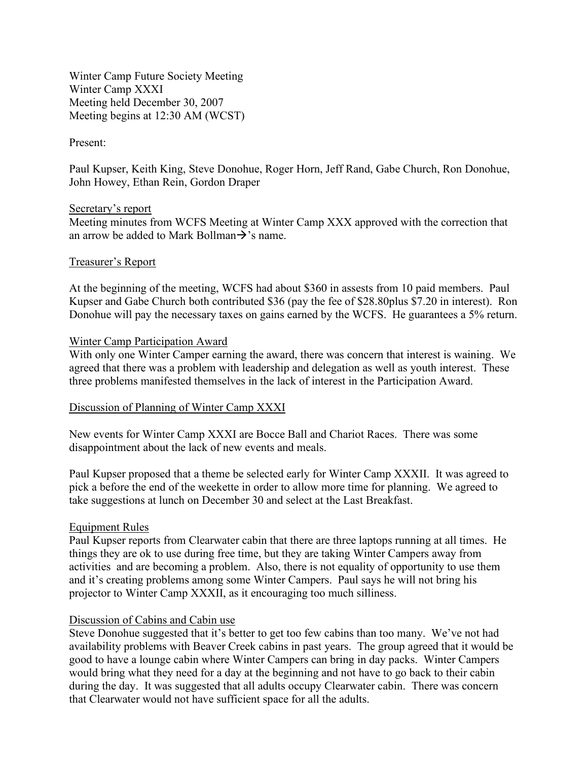Winter Camp Future Society Meeting
Winter Camp XXXI
Meeting held December 30, 2007
Meeting begins at 12:30 AM (WCST)

Present:

Paul Kupser, Keith King, Steve Donohue, Roger Horn, Jeff Rand, Gabe Church, Ron Donohue, John Howey, Ethan Rein, Gordon Draper

<u>Secretary's report</u>

Meeting minutes from WCFS Meeting at Winter Camp XXX approved with the correction that an arrow be added to Mark Bollman→'s name.

<u>Treasurer's Report</u>

At the beginning of the meeting, WCFS had about $360 in assests from 10 paid members. Paul Kupser and Gabe Church both contributed $36 (pay the fee of $28.80plus $7.20 in interest). Ron Donohue will pay the necessary taxes on gains earned by the WCFS. He guarantees a 5% return.

<u>Winter Camp Participation Award</u>

With only one Winter Camper earning the award, there was concern that interest is waining. We agreed that there was a problem with leadership and delegation as well as youth interest. These three problems manifested themselves in the lack of interest in the Participation Award.

<u>Discussion of Planning of Winter Camp XXXI</u>

New events for Winter Camp XXXI are Bocce Ball and Chariot Races. There was some disappointment about the lack of new events and meals.

Paul Kupser proposed that a theme be selected early for Winter Camp XXXII. It was agreed to pick a before the end of the weekette in order to allow more time for planning. We agreed to take suggestions at lunch on December 30 and select at the Last Breakfast.

<u>Equipment Rules</u>

Paul Kupser reports from Clearwater cabin that there are three laptops running at all times. He things they are ok to use during free time, but they are taking Winter Campers away from activities and are becoming a problem. Also, there is not equality of opportunity to use them and it's creating problems among some Winter Campers. Paul says he will not bring his projector to Winter Camp XXXII, as it encouraging too much silliness.

<u>Discussion of Cabins and Cabin use</u>

Steve Donohue suggested that it's better to get too few cabins than too many. We've not had availability problems with Beaver Creek cabins in past years. The group agreed that it would be good to have a lounge cabin where Winter Campers can bring in day packs. Winter Campers would bring what they need for a day at the beginning and not have to go back to their cabin during the day. It was suggested that all adults occupy Clearwater cabin. There was concern that Clearwater would not have sufficient space for all the adults.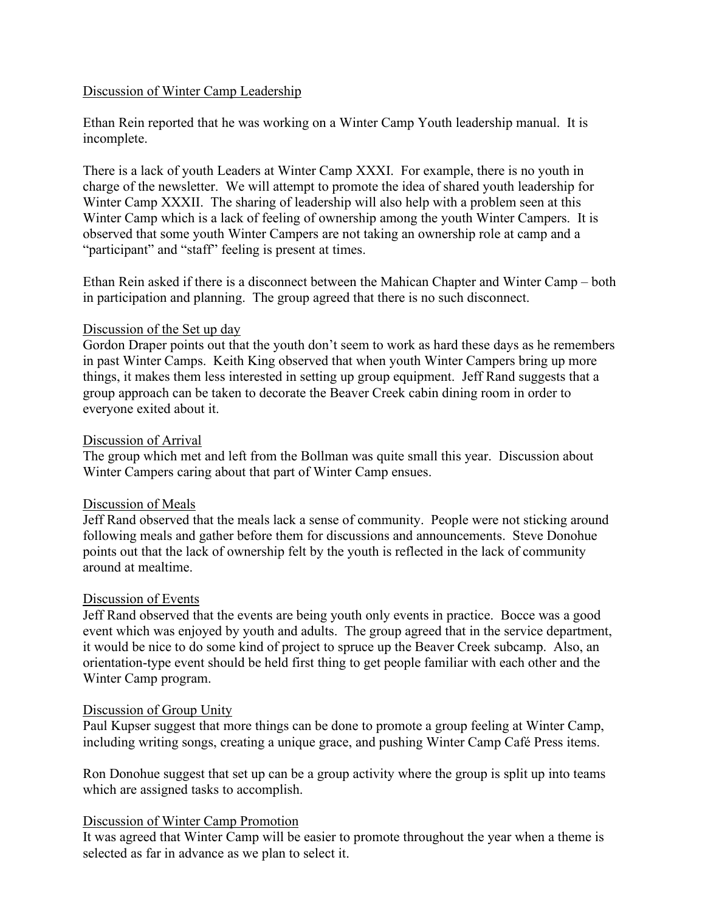<u>Discussion of Winter Camp Leadership</u>

Ethan Rein reported that he was working on a Winter Camp Youth leadership manual. It is incomplete.

There is a lack of youth Leaders at Winter Camp XXXI. For example, there is no youth in charge of the newsletter. We will attempt to promote the idea of shared youth leadership for Winter Camp XXXII. The sharing of leadership will also help with a problem seen at this Winter Camp which is a lack of feeling of ownership among the youth Winter Campers. It is observed that some youth Winter Campers are not taking an ownership role at camp and a "participant" and "staff" feeling is present at times.

Ethan Rein asked if there is a disconnect between the Mahican Chapter and Winter Camp – both in participation and planning. The group agreed that there is no such disconnect.

<u>Discussion of the Set up day</u>

Gordon Draper points out that the youth don't seem to work as hard these days as he remembers in past Winter Camps. Keith King observed that when youth Winter Campers bring up more things, it makes them less interested in setting up group equipment. Jeff Rand suggests that a group approach can be taken to decorate the Beaver Creek cabin dining room in order to everyone exited about it.

<u>Discussion of Arrival</u>

The group which met and left from the Bollman was quite small this year. Discussion about Winter Campers caring about that part of Winter Camp ensues.

<u>Discussion of Meals</u>

Jeff Rand observed that the meals lack a sense of community. People were not sticking around following meals and gather before them for discussions and announcements. Steve Donohue points out that the lack of ownership felt by the youth is reflected in the lack of community around at mealtime.

<u>Discussion of Events</u>

Jeff Rand observed that the events are being youth only events in practice. Bocce was a good event which was enjoyed by youth and adults. The group agreed that in the service department, it would be nice to do some kind of project to spruce up the Beaver Creek subcamp. Also, an orientation-type event should be held first thing to get people familiar with each other and the Winter Camp program.

<u>Discussion of Group Unity</u>

Paul Kupser suggest that more things can be done to promote a group feeling at Winter Camp, including writing songs, creating a unique grace, and pushing Winter Camp Café Press items.

Ron Donohue suggest that set up can be a group activity where the group is split up into teams which are assigned tasks to accomplish.

<u>Discussion of Winter Camp Promotion</u>

It was agreed that Winter Camp will be easier to promote throughout the year when a theme is selected as far in advance as we plan to select it.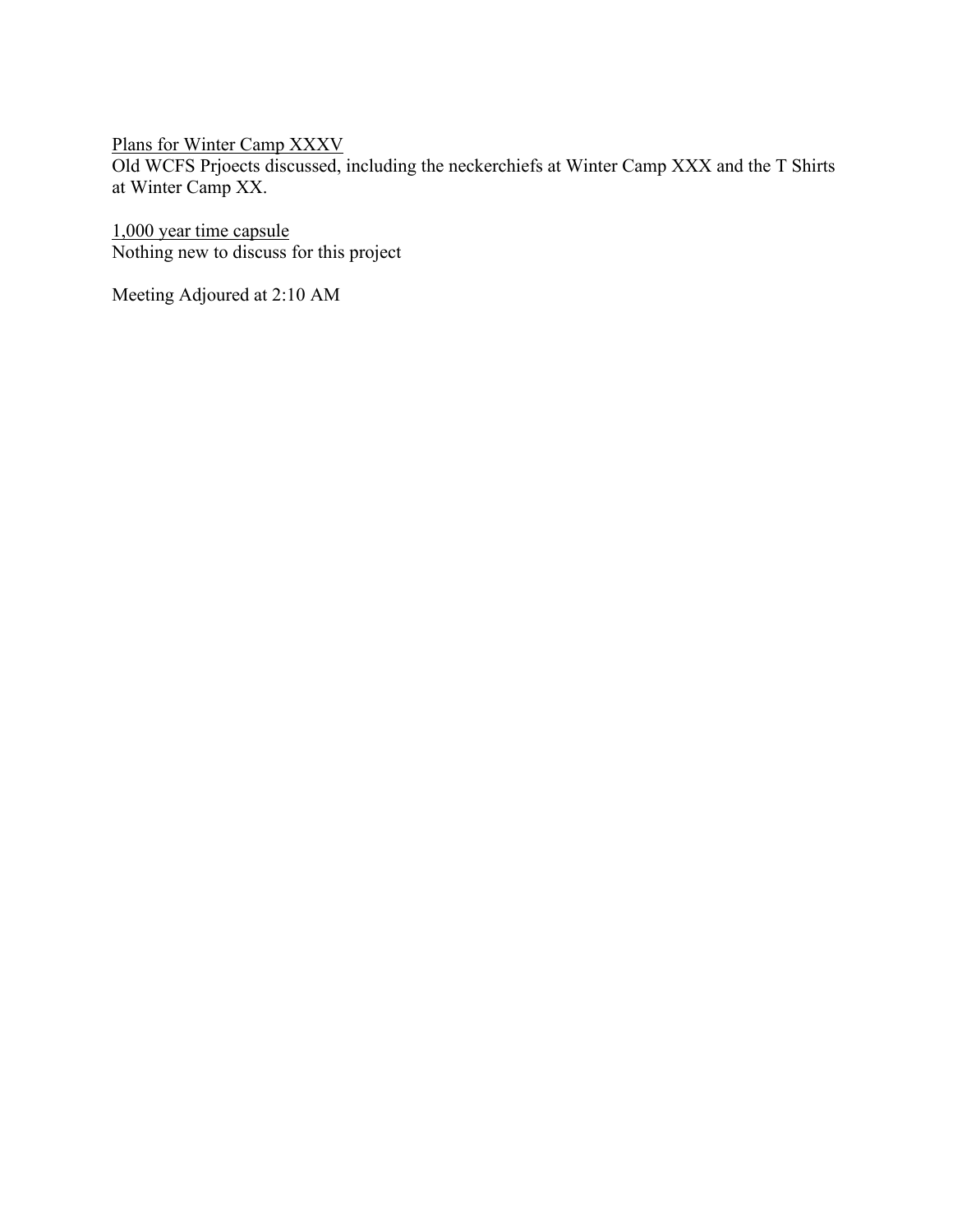<u>Plans for Winter Camp XXXV</u>
Old WCFS Prjoects discussed, including the neckerchiefs at Winter Camp XXX and the T Shirts at Winter Camp XX.

<u>1,000 year time capsule</u>
Nothing new to discuss for this project

Meeting Adjoured at 2:10 AM